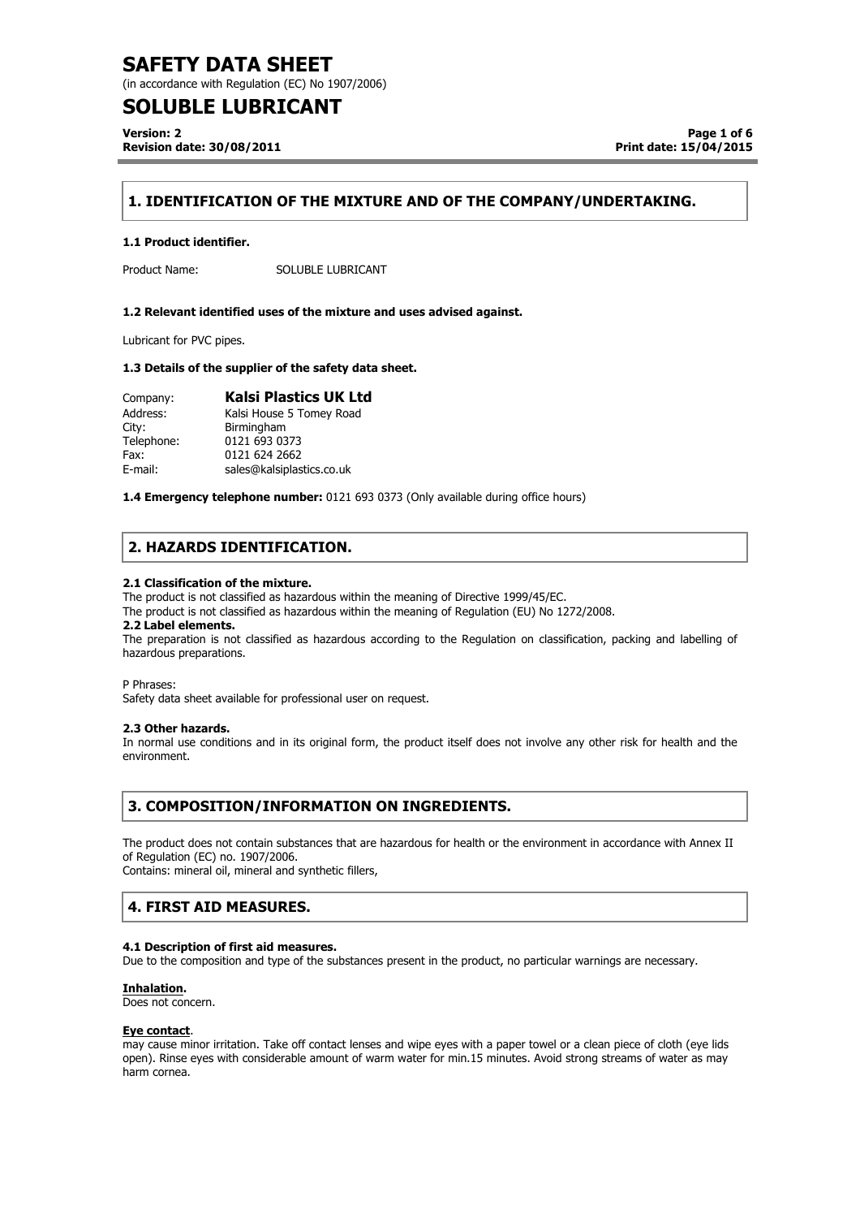# SAFETY DATA SHEET

(in accordance with Regulation (EC) No 1907/2006)

# SOLUBLE LUBRICANT

**Version: 2**
**Revision date: 30/08/2011**
**Print date: 15/04/2015**

## 1. IDENTIFICATION OF THE MIXTURE AND OF THE COMPANY/UNDERTAKING.

### 1.1 Product identifier.

Product Name: SOLUBLE LUBRICANT

### 1.2 Relevant identified uses of the mixture and uses advised against.

Lubricant for PVC pipes.

### 1.3 Details of the supplier of the safety data sheet.

| | |
|---|---|
| Company: | **Kalsi Plastics UK Ltd** |
| Address: | Kalsi House 5 Tomey Road |
| City: | Birmingham |
| Telephone: | 0121 693 0373 |
| Fax: | 0121 624 2662 |
| E-mail: | sales@kalsiplastics.co.uk |

**1.4 Emergency telephone number:** 0121 693 0373 (Only available during office hours)

## 2. HAZARDS IDENTIFICATION.

**2.1 Classification of the mixture.**

The product is not classified as hazardous within the meaning of Directive 1999/45/EC.
The product is not classified as hazardous within the meaning of Regulation (EU) No 1272/2008.

**2.2 Label elements.**

The preparation is not classified as hazardous according to the Regulation on classification, packing and labelling of hazardous preparations.

P Phrases:
Safety data sheet available for professional user on request.

**2.3 Other hazards.**

In normal use conditions and in its original form, the product itself does not involve any other risk for health and the environment.

## 3. COMPOSITION/INFORMATION ON INGREDIENTS.

The product does not contain substances that are hazardous for health or the environment in accordance with Annex II of Regulation (EC) no. 1907/2006.
Contains: mineral oil, mineral and synthetic fillers,

## 4. FIRST AID MEASURES.

**4.1 Description of first aid measures.**

Due to the composition and type of the substances present in the product, no particular warnings are necessary.

**Inhalation.**

Does not concern.

**Eye contact.**

may cause minor irritation. Take off contact lenses and wipe eyes with a paper towel or a clean piece of cloth (eye lids open). Rinse eyes with considerable amount of warm water for min.15 minutes. Avoid strong streams of water as may harm cornea.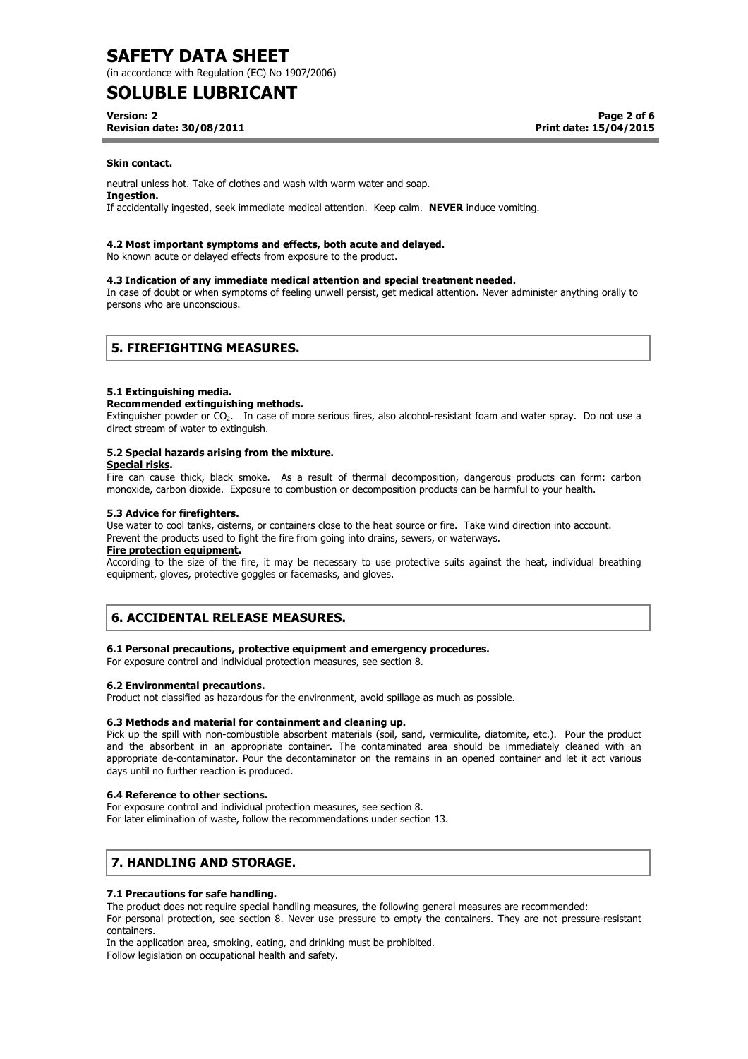**Skin contact.**

neutral unless hot. Take of clothes and wash with warm water and soap.

**Ingestion.**

If accidentally ingested, seek immediate medical attention. Keep calm. **NEVER** induce vomiting.

**4.2 Most important symptoms and effects, both acute and delayed.**

No known acute or delayed effects from exposure to the product.

**4.3 Indication of any immediate medical attention and special treatment needed.**

In case of doubt or when symptoms of feeling unwell persist, get medical attention. Never administer anything orally to persons who are unconscious.

## 5. FIREFIGHTING MEASURES.

**5.1 Extinguishing media.**

**Recommended extinguishing methods.**

Extinguisher powder or $CO_2$. In case of more serious fires, also alcohol-resistant foam and water spray. Do not use a direct stream of water to extinguish.

**5.2 Special hazards arising from the mixture.**

**Special risks.**

Fire can cause thick, black smoke. As a result of thermal decomposition, dangerous products can form: carbon monoxide, carbon dioxide. Exposure to combustion or decomposition products can be harmful to your health.

**5.3 Advice for firefighters.**

Use water to cool tanks, cisterns, or containers close to the heat source or fire. Take wind direction into account. Prevent the products used to fight the fire from going into drains, sewers, or waterways.

**Fire protection equipment.**

According to the size of the fire, it may be necessary to use protective suits against the heat, individual breathing equipment, gloves, protective goggles or facemasks, and gloves.

## 6. ACCIDENTAL RELEASE MEASURES.

**6.1 Personal precautions, protective equipment and emergency procedures.**

For exposure control and individual protection measures, see section 8.

**6.2 Environmental precautions.**

Product not classified as hazardous for the environment, avoid spillage as much as possible.

**6.3 Methods and material for containment and cleaning up.**

Pick up the spill with non-combustible absorbent materials (soil, sand, vermiculite, diatomite, etc.). Pour the product and the absorbent in an appropriate container. The contaminated area should be immediately cleaned with an appropriate de-contaminator. Pour the decontaminator on the remains in an opened container and let it act various days until no further reaction is produced.

**6.4 Reference to other sections.**

For exposure control and individual protection measures, see section 8.
For later elimination of waste, follow the recommendations under section 13.

## 7. HANDLING AND STORAGE.

**7.1 Precautions for safe handling.**

The product does not require special handling measures, the following general measures are recommended:
For personal protection, see section 8. Never use pressure to empty the containers. They are not pressure-resistant containers.
In the application area, smoking, eating, and drinking must be prohibited.
Follow legislation on occupational health and safety.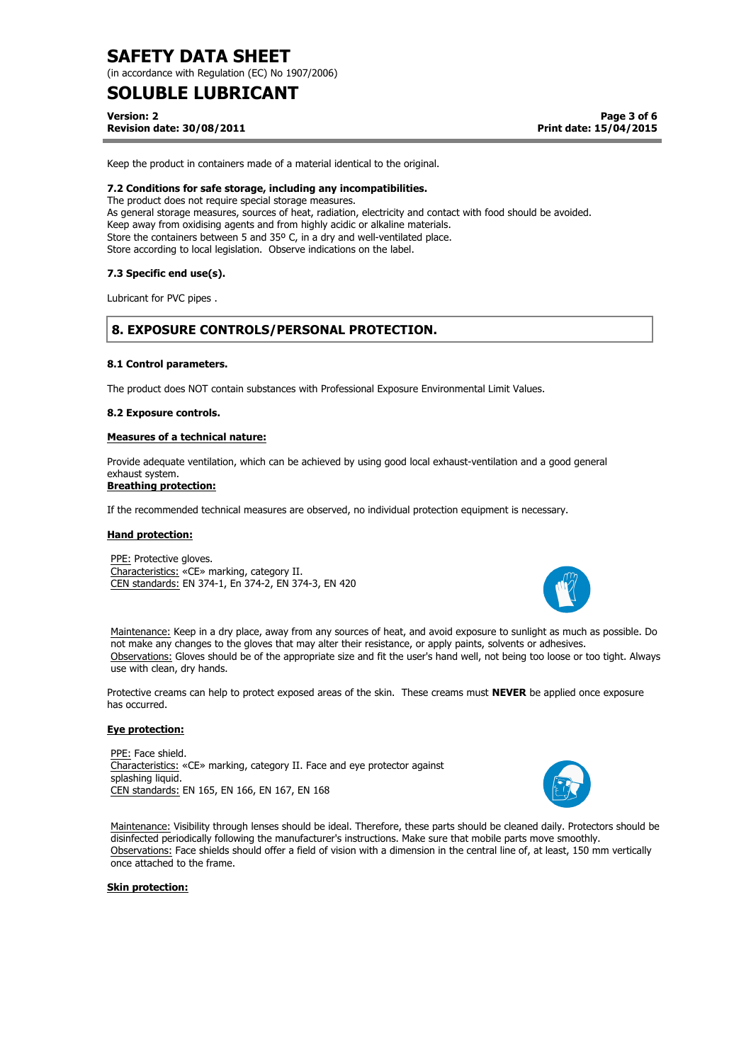Keep the product in containers made of a material identical to the original.

**7.2 Conditions for safe storage, including any incompatibilities.**

The product does not require special storage measures.
As general storage measures, sources of heat, radiation, electricity and contact with food should be avoided.
Keep away from oxidising agents and from highly acidic or alkaline materials.
Store the containers between 5 and 35º C, in a dry and well-ventilated place.
Store according to local legislation. Observe indications on the label.

**7.3 Specific end use(s).**

Lubricant for PVC pipes .

## 8. EXPOSURE CONTROLS/PERSONAL PROTECTION.

**8.1 Control parameters.**

The product does NOT contain substances with Professional Exposure Environmental Limit Values.

**8.2 Exposure controls.**

**Measures of a technical nature:**

Provide adequate ventilation, which can be achieved by using good local exhaust-ventilation and a good general exhaust system.

**Breathing protection:**

If the recommended technical measures are observed, no individual protection equipment is necessary.

**Hand protection:**

PPE: Protective gloves.
Characteristics: «CE» marking, category II.
CEN standards: EN 374-1, En 374-2, EN 374-3, EN 420

Maintenance: Keep in a dry place, away from any sources of heat, and avoid exposure to sunlight as much as possible. Do not make any changes to the gloves that may alter their resistance, or apply paints, solvents or adhesives.
Observations: Gloves should be of the appropriate size and fit the user's hand well, not being too loose or too tight. Always use with clean, dry hands.

Protective creams can help to protect exposed areas of the skin. These creams must **NEVER** be applied once exposure has occurred.

**Eye protection:**

PPE: Face shield.
Characteristics: «CE» marking, category II. Face and eye protector against splashing liquid.
CEN standards: EN 165, EN 166, EN 167, EN 168

Maintenance: Visibility through lenses should be ideal. Therefore, these parts should be cleaned daily. Protectors should be disinfected periodically following the manufacturer's instructions. Make sure that mobile parts move smoothly.
Observations: Face shields should offer a field of vision with a dimension in the central line of, at least, 150 mm vertically once attached to the frame.

**Skin protection:**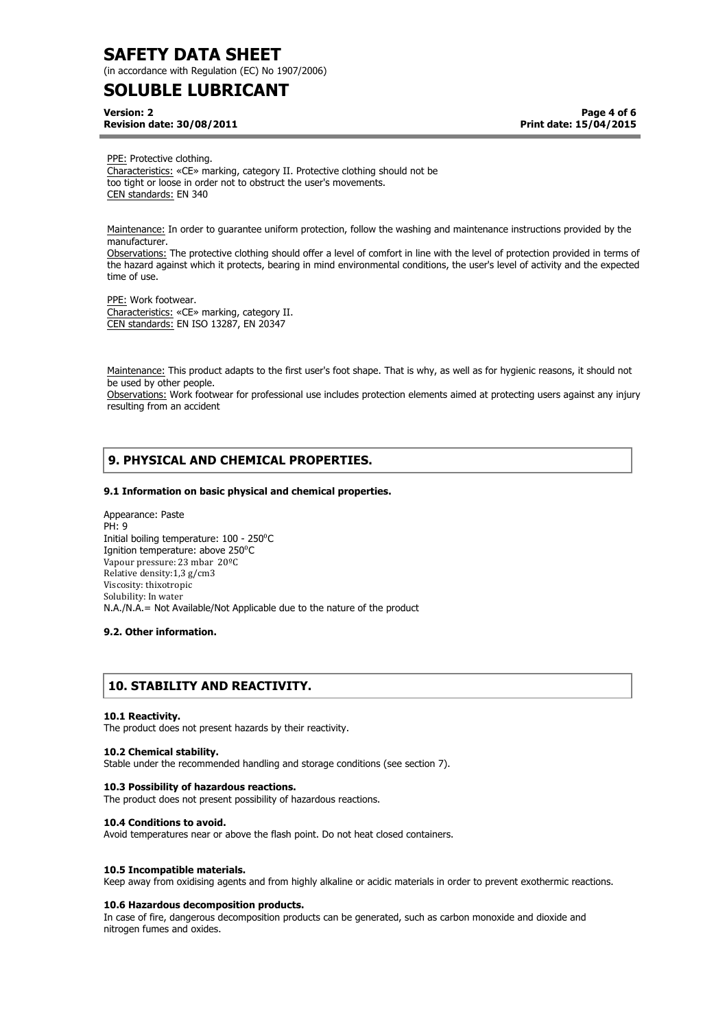PPE: Protective clothing.
Characteristics: «CE» marking, category II. Protective clothing should not be too tight or loose in order not to obstruct the user's movements.
CEN standards: EN 340

Maintenance: In order to guarantee uniform protection, follow the washing and maintenance instructions provided by the manufacturer.
Observations: The protective clothing should offer a level of comfort in line with the level of protection provided in terms of the hazard against which it protects, bearing in mind environmental conditions, the user's level of activity and the expected time of use.

PPE: Work footwear.
Characteristics: «CE» marking, category II.
CEN standards: EN ISO 13287, EN 20347

Maintenance: This product adapts to the first user's foot shape. That is why, as well as for hygienic reasons, it should not be used by other people.
Observations: Work footwear for professional use includes protection elements aimed at protecting users against any injury resulting from an accident

## 9. PHYSICAL AND CHEMICAL PROPERTIES.

### 9.1 Information on basic physical and chemical properties.

Appearance: Paste
PH: 9
Initial boiling temperature: 100 - 250ºC
Ignition temperature: above 250ºC
Vapour pressure: 23 mbar 20ºC
Relative density: 1,3 g/cm3
Viscosity: thixotropic
Solubility: In water
N.A./N.A.= Not Available/Not Applicable due to the nature of the product

### 9.2. Other information.

## 10. STABILITY AND REACTIVITY.

### 10.1 Reactivity.

The product does not present hazards by their reactivity.

### 10.2 Chemical stability.

Stable under the recommended handling and storage conditions (see section 7).

### 10.3 Possibility of hazardous reactions.

The product does not present possibility of hazardous reactions.

### 10.4 Conditions to avoid.

Avoid temperatures near or above the flash point. Do not heat closed containers.

### 10.5 Incompatible materials.

Keep away from oxidising agents and from highly alkaline or acidic materials in order to prevent exothermic reactions.

### 10.6 Hazardous decomposition products.

In case of fire, dangerous decomposition products can be generated, such as carbon monoxide and dioxide and nitrogen fumes and oxides.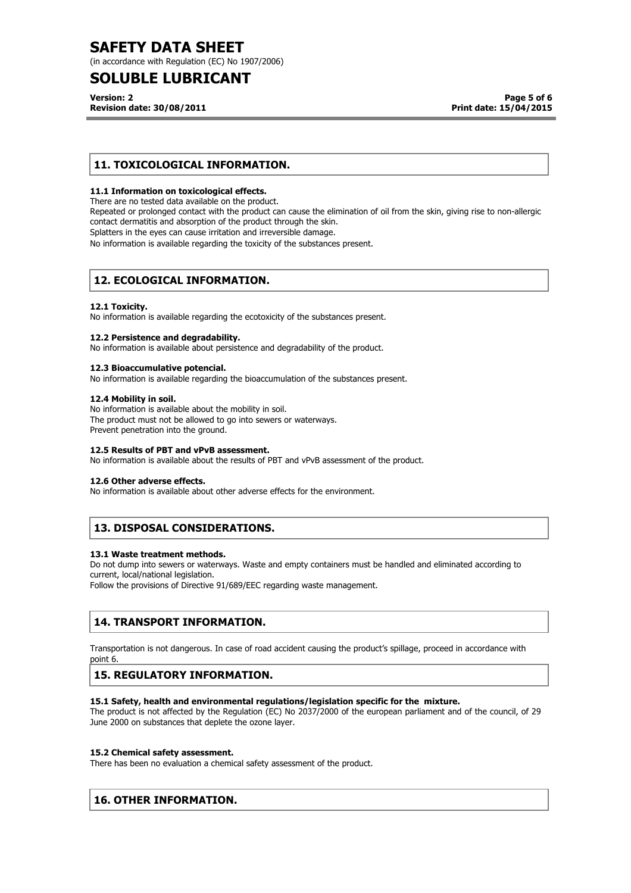## 11. TOXICOLOGICAL INFORMATION.

### 11.1 Information on toxicological effects.

There are no tested data available on the product.

Repeated or prolonged contact with the product can cause the elimination of oil from the skin, giving rise to non-allergic contact dermatitis and absorption of the product through the skin.

Splatters in the eyes can cause irritation and irreversible damage.

No information is available regarding the toxicity of the substances present.

## 12. ECOLOGICAL INFORMATION.

### 12.1 Toxicity.

No information is available regarding the ecotoxicity of the substances present.

### 12.2 Persistence and degradability.

No information is available about persistence and degradability of the product.

### 12.3 Bioaccumulative potencial.

No information is available regarding the bioaccumulation of the substances present.

### 12.4 Mobility in soil.

No information is available about the mobility in soil.

The product must not be allowed to go into sewers or waterways.

Prevent penetration into the ground.

### 12.5 Results of PBT and vPvB assessment.

No information is available about the results of PBT and vPvB assessment of the product.

### 12.6 Other adverse effects.

No information is available about other adverse effects for the environment.

## 13. DISPOSAL CONSIDERATIONS.

### 13.1 Waste treatment methods.

Do not dump into sewers or waterways. Waste and empty containers must be handled and eliminated according to current, local/national legislation.

Follow the provisions of Directive 91/689/EEC regarding waste management.

## 14. TRANSPORT INFORMATION.

Transportation is not dangerous. In case of road accident causing the product's spillage, proceed in accordance with point 6.

## 15. REGULATORY INFORMATION.

### 15.1 Safety, health and environmental regulations/legislation specific for the mixture.

The product is not affected by the Regulation (EC) No 2037/2000 of the european parliament and of the council, of 29 June 2000 on substances that deplete the ozone layer.

### 15.2 Chemical safety assessment.

There has been no evaluation a chemical safety assessment of the product.

## 16. OTHER INFORMATION.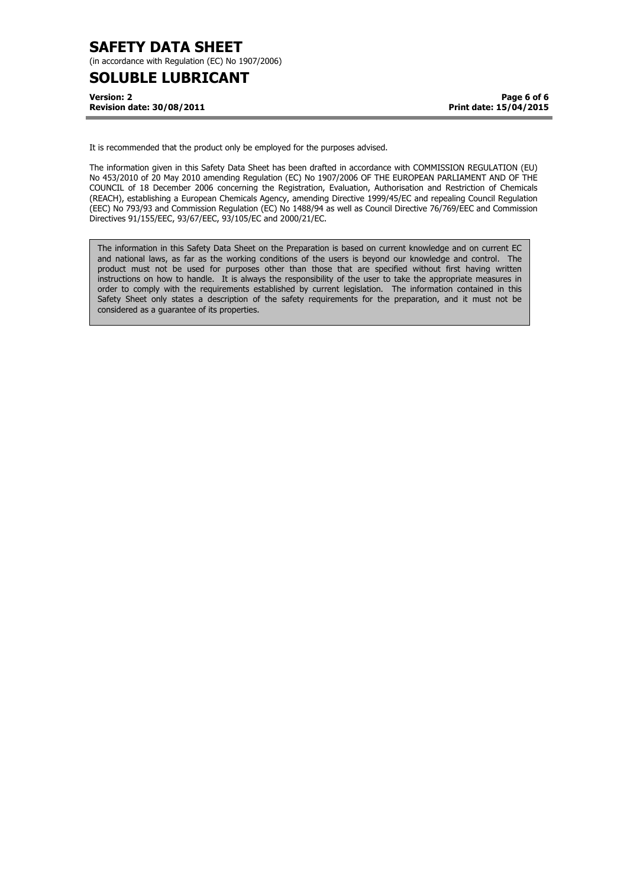It is recommended that the product only be employed for the purposes advised.

The information given in this Safety Data Sheet has been drafted in accordance with COMMISSION REGULATION (EU) No 453/2010 of 20 May 2010 amending Regulation (EC) No 1907/2006 OF THE EUROPEAN PARLIAMENT AND OF THE COUNCIL of 18 December 2006 concerning the Registration, Evaluation, Authorisation and Restriction of Chemicals (REACH), establishing a European Chemicals Agency, amending Directive 1999/45/EC and repealing Council Regulation (EEC) No 793/93 and Commission Regulation (EC) No 1488/94 as well as Council Directive 76/769/EEC and Commission Directives 91/155/EEC, 93/67/EEC, 93/105/EC and 2000/21/EC.

The information in this Safety Data Sheet on the Preparation is based on current knowledge and on current EC and national laws, as far as the working conditions of the users is beyond our knowledge and control. The product must not be used for purposes other than those that are specified without first having written instructions on how to handle. It is always the responsibility of the user to take the appropriate measures in order to comply with the requirements established by current legislation. The information contained in this Safety Sheet only states a description of the safety requirements for the preparation, and it must not be considered as a guarantee of its properties.